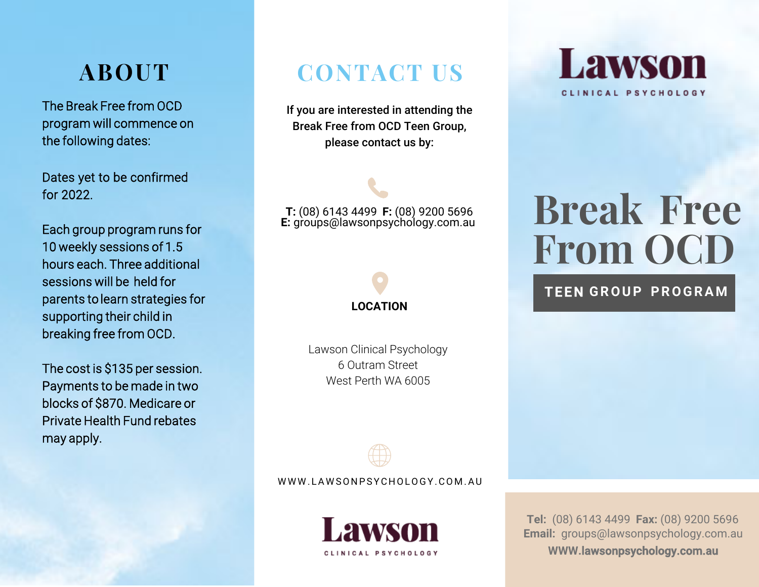# ABOUT

The Break Free from OCD program will commence on the following dates:

Dates yet to be confirmed for 2022.

Each group program runs for 10 weekly sessions of 1.5 hours each. Three additional sessions will be held for parents to learn strategies for supporting their child in breaking free from OCD.

The cost is $135 per session. Payments to be made in two blocks of $870. Medicare or Private Health Fund rebates may apply.

# CONTACT US

**If you are interested in attending the Break Free from OCD Teen Group, please contact us by:**

**T:** (08) 6143 4499 **F:** (08) 9200 5696
**E:** groups@lawsonpsychology.com.au

**LOCATION**

Lawson Clinical Psychology
6 Outram Street
West Perth WA 6005

WWW.LAWSONPSYCHOLOGY.COM.AU

Lawson
CLINICAL PSYCHOLOGY

Lawson
CLINICAL PSYCHOLOGY

# Break Free From OCD

## TEEN GROUP PROGRAM

**Tel:** (08) 6143 4499 **Fax:** (08) 9200 5696
**Email:** groups@lawsonpsychology.com.au
**WWW.lawsonpsychology.com.au**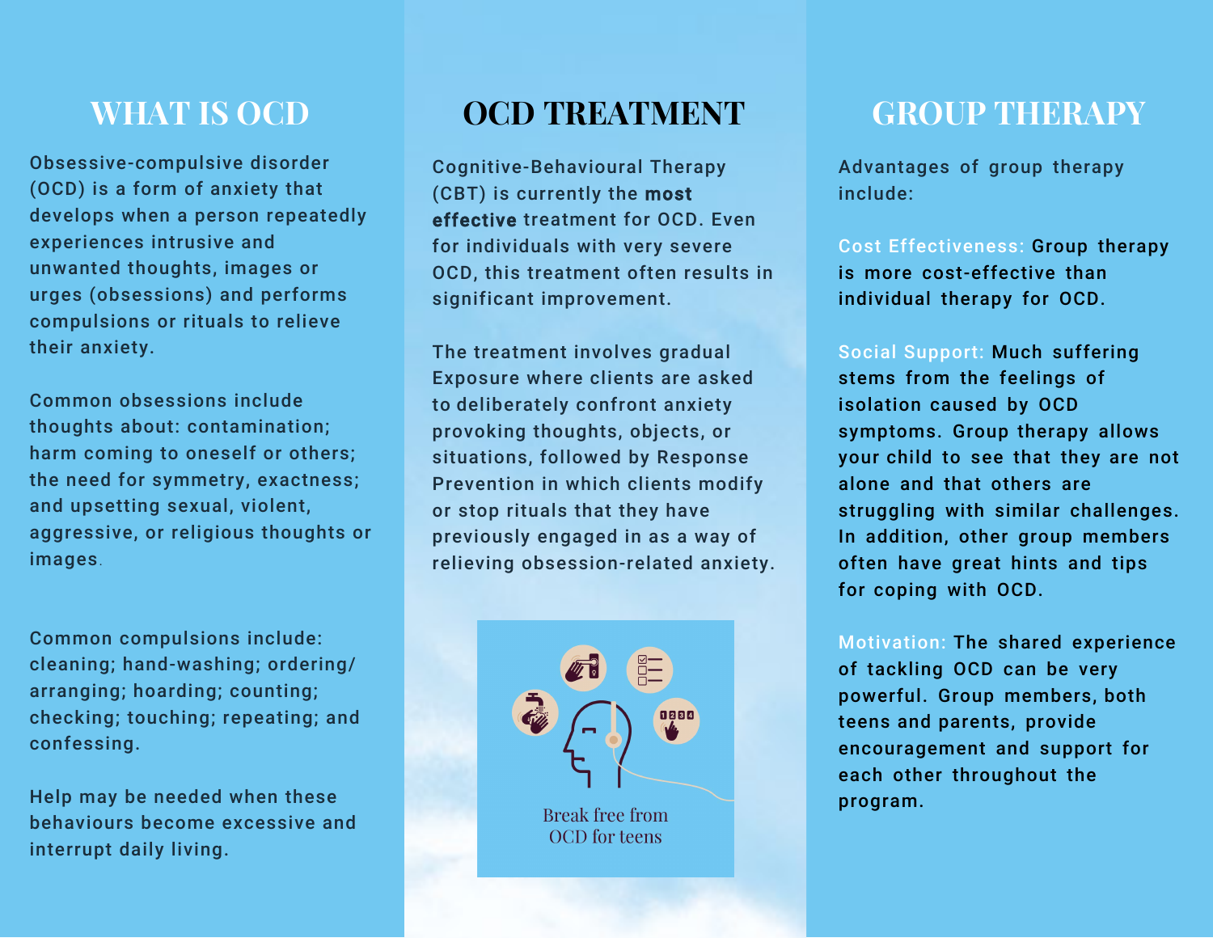# WHAT IS OCD

Obsessive-compulsive disorder (OCD) is a form of anxiety that develops when a person repeatedly experiences intrusive and unwanted thoughts, images or urges (obsessions) and performs compulsions or rituals to relieve their anxiety.

Common obsessions include thoughts about: contamination; harm coming to oneself or others; the need for symmetry, exactness; and upsetting sexual, violent, aggressive, or religious thoughts or images.

Common compulsions include: cleaning; hand-washing; ordering/ arranging; hoarding; counting; checking; touching; repeating; and confessing.

Help may be needed when these behaviours become excessive and interrupt daily living.

# OCD TREATMENT

Cognitive-Behavioural Therapy (CBT) is currently the **most effective** treatment for OCD. Even for individuals with very severe OCD, this treatment often results in significant improvement.

The treatment involves gradual Exposure where clients are asked to deliberately confront anxiety provoking thoughts, objects, or situations, followed by Response Prevention in which clients modify or stop rituals that they have previously engaged in as a way of relieving obsession-related anxiety.

Break free from OCD for teens

# GROUP THERAPY

Advantages of group therapy include:

Cost Effectiveness: Group therapy is more cost-effective than individual therapy for OCD.

Social Support: Much suffering stems from the feelings of isolation caused by OCD symptoms. Group therapy allows your child to see that they are not alone and that others are struggling with similar challenges. In addition, other group members often have great hints and tips for coping with OCD.

Motivation: The shared experience of tackling OCD can be very powerful. Group members, both teens and parents, provide encouragement and support for each other throughout the program.